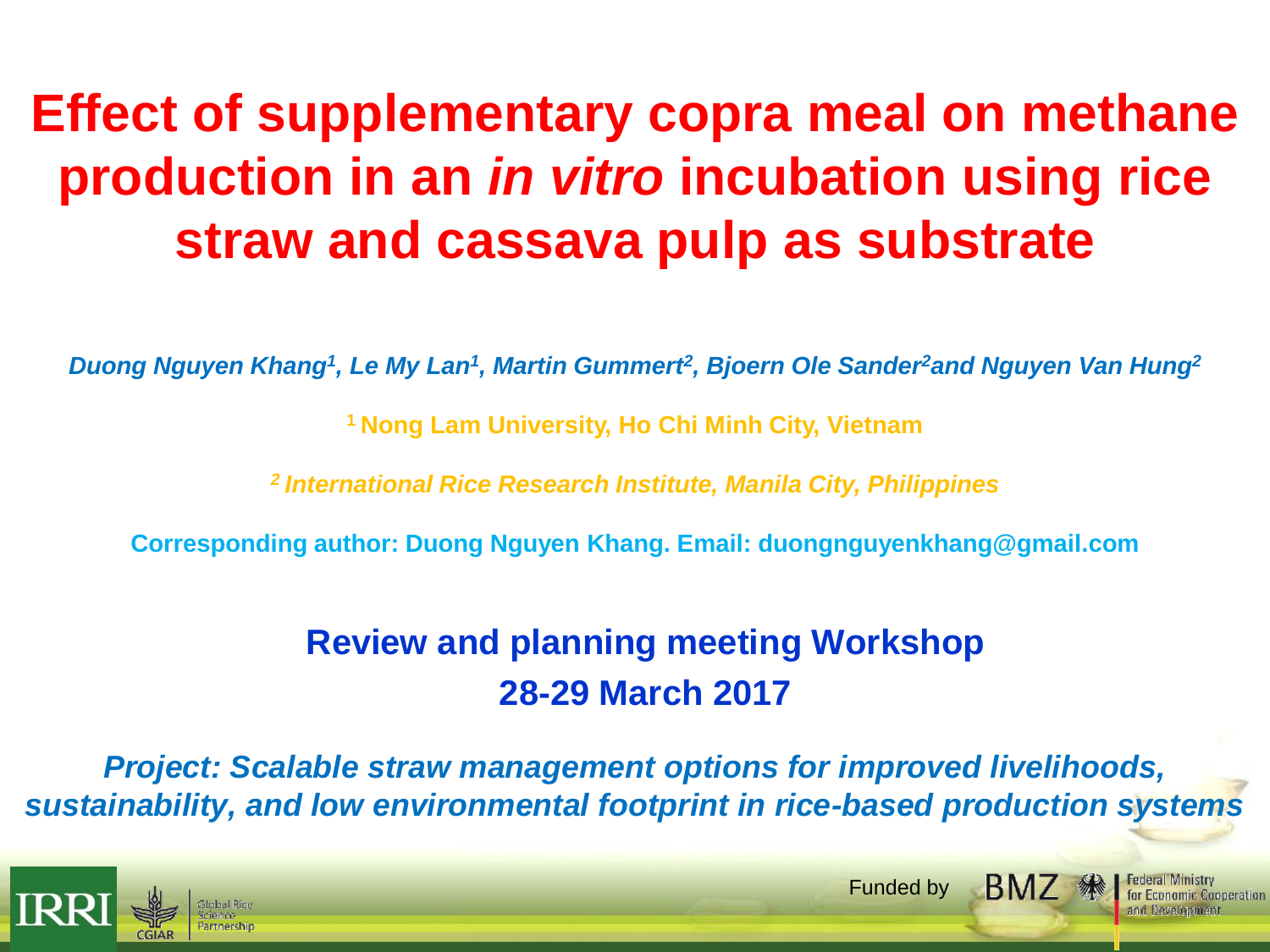# Effect of supplementary copra meal on methane production in an *in vitro* incubation using rice straw and cassava pulp as substrate

***Duong Nguyen Khang[1], Le My Lan[1], Martin Gummert[2], Bjoern Ole Sander[2] and Nguyen Van Hung[2]***

**[1] Nong Lam University, Ho Chi Minh City, Vietnam**

***[2] International Rice Research Institute, Manila City, Philippines***

**Corresponding author: Duong Nguyen Khang. Email: duongnguyenkhang@gmail.com**

## Review and planning meeting Workshop
## 28-29 March 2017

***Project: Scalable straw management options for improved livelihoods, sustainability, and low environmental footprint in rice-based production systems***

IRRI | CGIAR | Global Rice Science Partnership

Funded by BMZ | Federal Ministry for Economic Cooperation and Development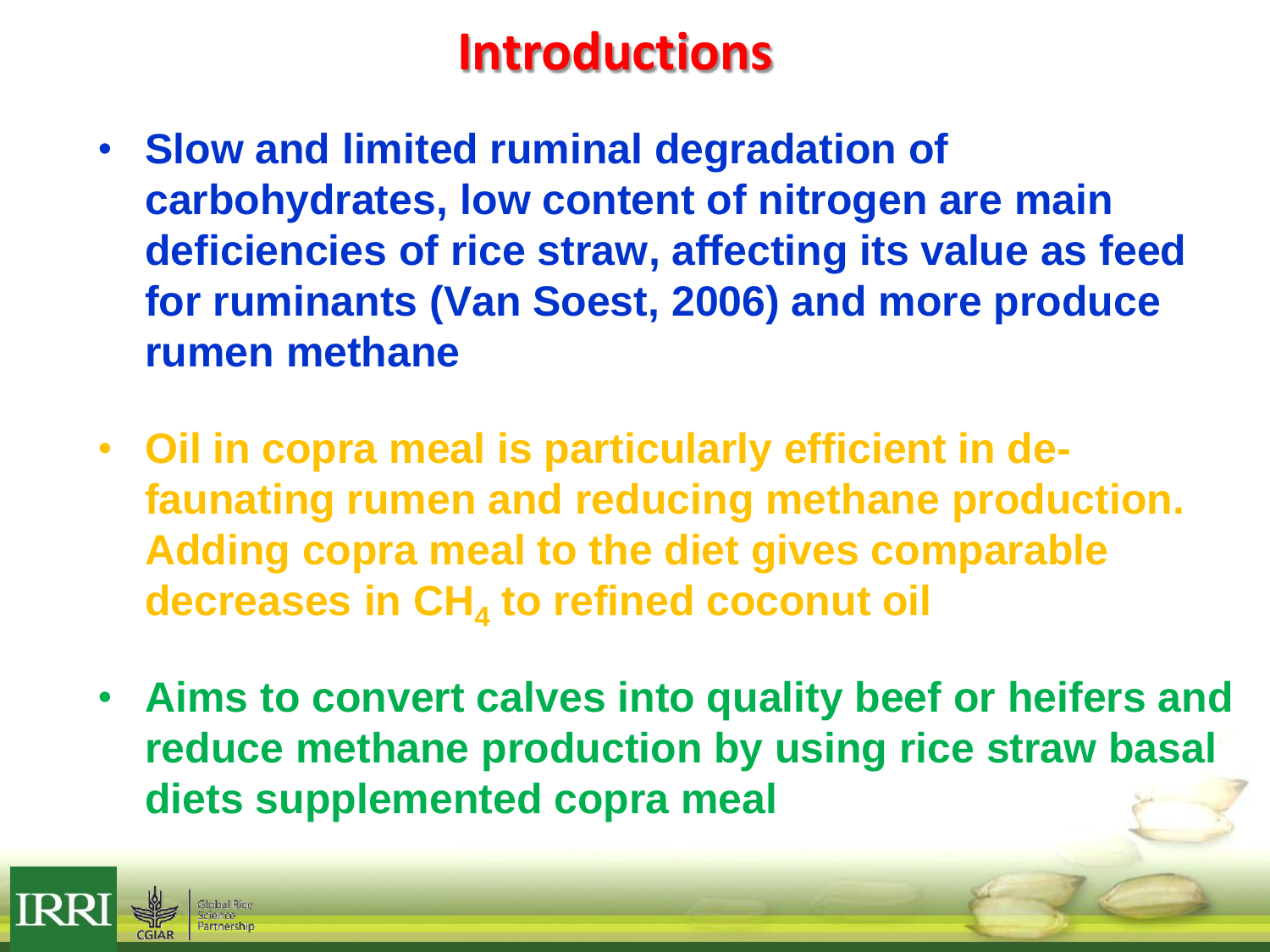# Introductions

- **Slow and limited ruminal degradation of carbohydrates, low content of nitrogen are main deficiencies of rice straw, affecting its value as feed for ruminants (Van Soest, 2006) and more produce rumen methane**

- **Oil in copra meal is particularly efficient in de-faunating rumen and reducing methane production. Adding copra meal to the diet gives comparable decreases in $CH_4$ to refined coconut oil**

- **Aims to convert calves into quality beef or heifers and reduce methane production by using rice straw basal diets supplemented copra meal**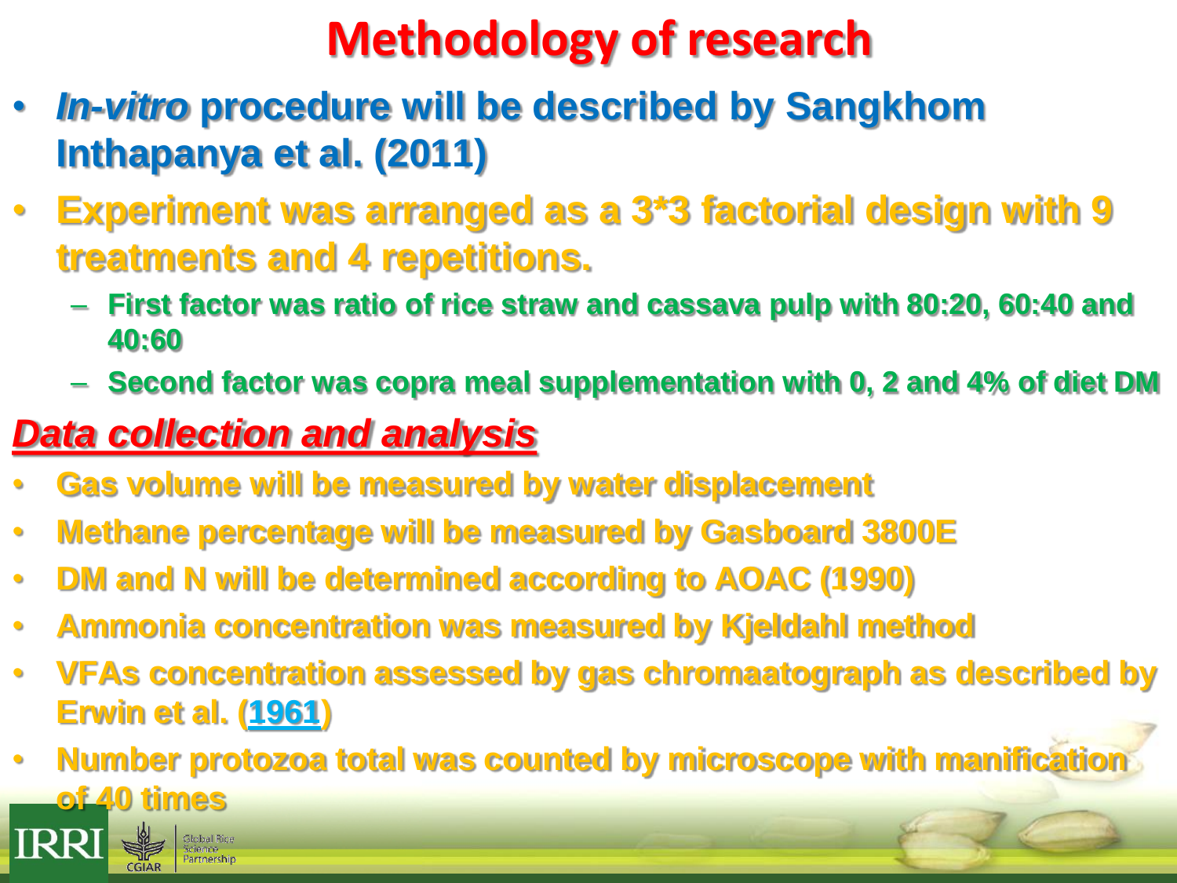# Methodology of research

- *In-vitro* procedure will be described by Sangkhom Inthapanya et al. (2011)
- Experiment was arranged as a 3*3 factorial design with 9 treatments and 4 repetitions.
  - First factor was ratio of rice straw and cassava pulp with 80:20, 60:40 and 40:60
  - Second factor was copra meal supplementation with 0, 2 and 4% of diet DM

## *Data collection and analysis*

- Gas volume will be measured by water displacement
- Methane percentage will be measured by Gasboard 3800E
- DM and N will be determined according to AOAC (1990)
- Ammonia concentration was measured by Kjeldahl method
- VFAs concentration assessed by gas chromaatograph as described by Erwin et al. (1961)
- Number protozoa total was counted by microscope with manification of 40 times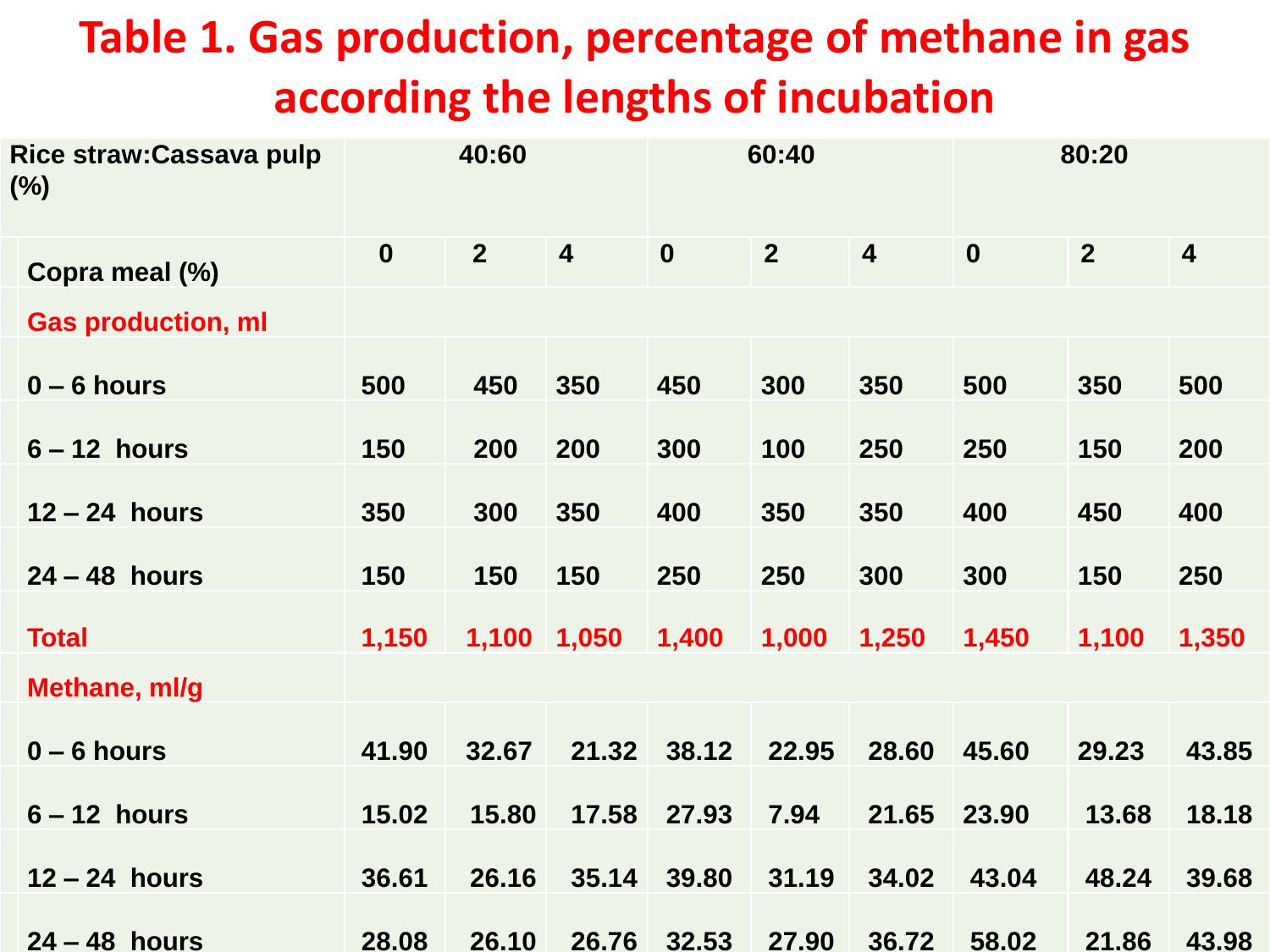# Table 1. Gas production, percentage of methane in gas according the lengths of incubation

| Rice straw:Cassava pulp (%) | 40:60 | | | 60:40 | | | 80:20 | | |
|---|---|---|---|---|---|---|---|---|---|
| Copra meal (%) | 0 | 2 | 4 | 0 | 2 | 4 | 0 | 2 | 4 |
| **Gas production, ml** | | | | | | | | | |
| 0 – 6 hours | 500 | 450 | 350 | 450 | 300 | 350 | 500 | 350 | 500 |
| 6 – 12 hours | 150 | 200 | 200 | 300 | 100 | 250 | 250 | 150 | 200 |
| 12 – 24 hours | 350 | 300 | 350 | 400 | 350 | 350 | 400 | 450 | 400 |
| 24 – 48 hours | 150 | 150 | 150 | 250 | 250 | 300 | 300 | 150 | 250 |
| **Total** | **1,150** | **1,100** | **1,050** | **1,400** | **1,000** | **1,250** | **1,450** | **1,100** | **1,350** |
| **Methane, ml/g** | | | | | | | | | |
| 0 – 6 hours | 41.90 | 32.67 | 21.32 | 38.12 | 22.95 | 28.60 | 45.60 | 29.23 | 43.85 |
| 6 – 12 hours | 15.02 | 15.80 | 17.58 | 27.93 | 7.94 | 21.65 | 23.90 | 13.68 | 18.18 |
| 12 – 24 hours | 36.61 | 26.16 | 35.14 | 39.80 | 31.19 | 34.02 | 43.04 | 48.24 | 39.68 |
| 24 – 48 hours | 28.08 | 26.10 | 26.76 | 32.53 | 27.90 | 36.72 | 58.02 | 21.86 | 43.98 |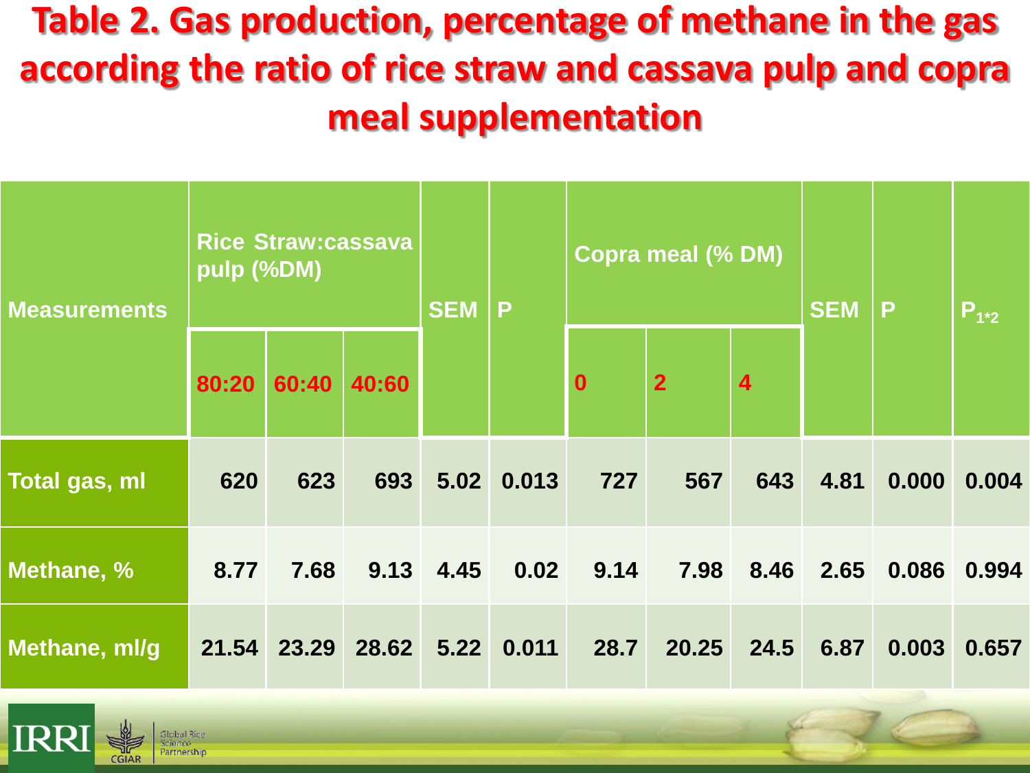# Table 2. Gas production, percentage of methane in the gas according the ratio of rice straw and cassava pulp and copra meal supplementation

| Measurements | Rice Straw:cassava pulp (%DM) | | | SEM | P | Copra meal (% DM) | | | SEM | P | $P_{1*2}$ |
|---|---|---|---|---|---|---|---|---|---|---|---|
| | 80:20 | 60:40 | 40:60 | | | 0 | 2 | 4 | | | |
| Total gas, ml | 620 | 623 | 693 | 5.02 | 0.013 | 727 | 567 | 643 | 4.81 | 0.000 | 0.004 |
| Methane, % | 8.77 | 7.68 | 9.13 | 4.45 | 0.02 | 9.14 | 7.98 | 8.46 | 2.65 | 0.086 | 0.994 |
| Methane, ml/g | 21.54 | 23.29 | 28.62 | 5.22 | 0.011 | 28.7 | 20.25 | 24.5 | 6.87 | 0.003 | 0.657 |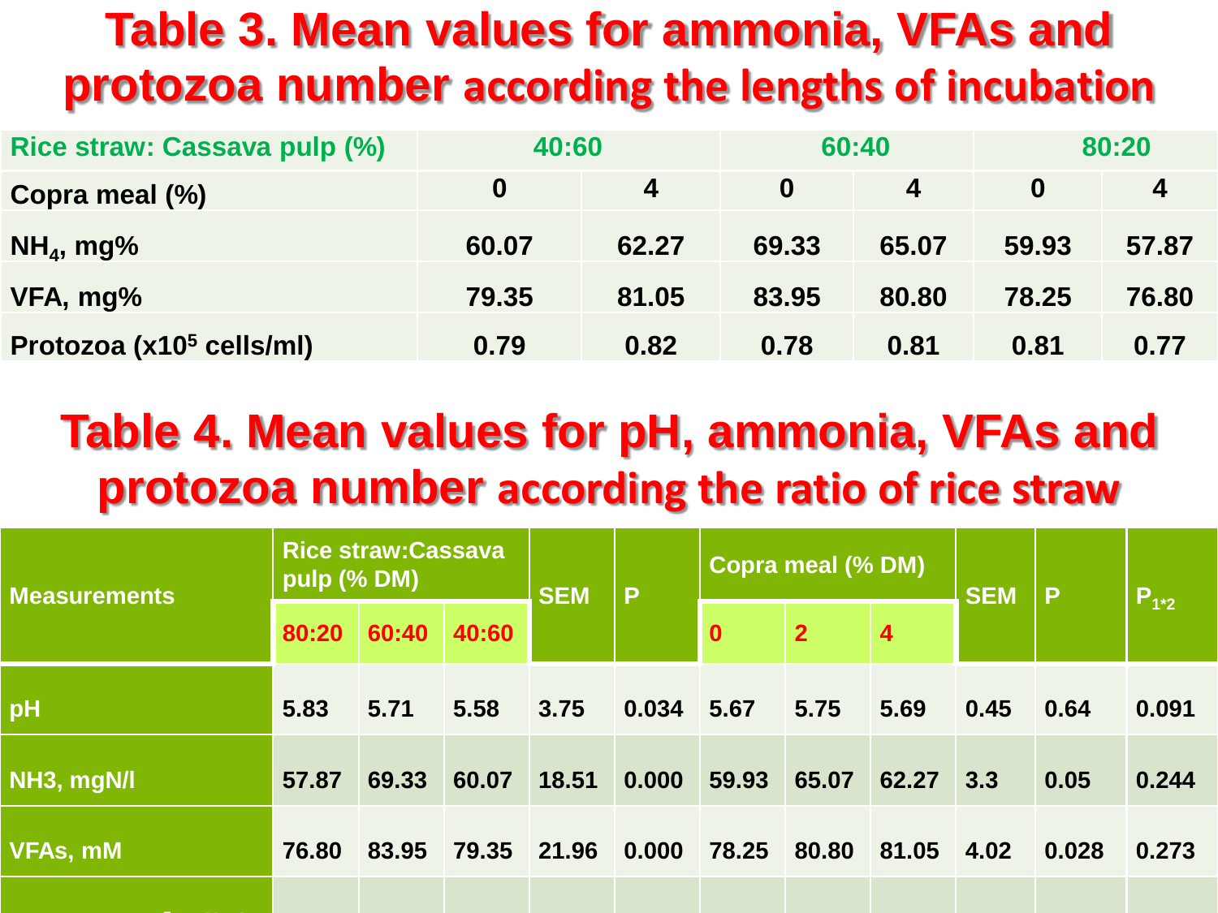# Table 3. Mean values for ammonia, VFAs and protozoa number according the lengths of incubation

| Rice straw: Cassava pulp (%) | 40:60 | | 60:40 | | 80:20 | |
|---|---|---|---|---|---|---|
| Copra meal (%) | 0 | 4 | 0 | 4 | 0 | 4 |
| $NH_4$, mg% | 60.07 | 62.27 | 69.33 | 65.07 | 59.93 | 57.87 |
| VFA, mg% | 79.35 | 81.05 | 83.95 | 80.80 | 78.25 | 76.80 |
| Protozoa (x$10^5$ cells/ml) | 0.79 | 0.82 | 0.78 | 0.81 | 0.81 | 0.77 |

# Table 4. Mean values for pH, ammonia, VFAs and protozoa number according the ratio of rice straw

| Measurements | Rice straw:Cassava pulp (% DM) | | | SEM | P | Copra meal (% DM) | | | SEM | P | $P_{1*2}$ |
|---|---|---|---|---|---|---|---|---|---|---|---|
| | 80:20 | 60:40 | 40:60 | | | 0 | 2 | 4 | | | |
| pH | 5.83 | 5.71 | 5.58 | 3.75 | 0.034 | 5.67 | 5.75 | 5.69 | 0.45 | 0.64 | 0.091 |
| NH3, mgN/l | 57.87 | 69.33 | 60.07 | 18.51 | 0.000 | 59.93 | 65.07 | 62.27 | 3.3 | 0.05 | 0.244 |
| VFAs, mM | 76.80 | 83.95 | 79.35 | 21.96 | 0.000 | 78.25 | 80.80 | 81.05 | 4.02 | 0.028 | 0.273 |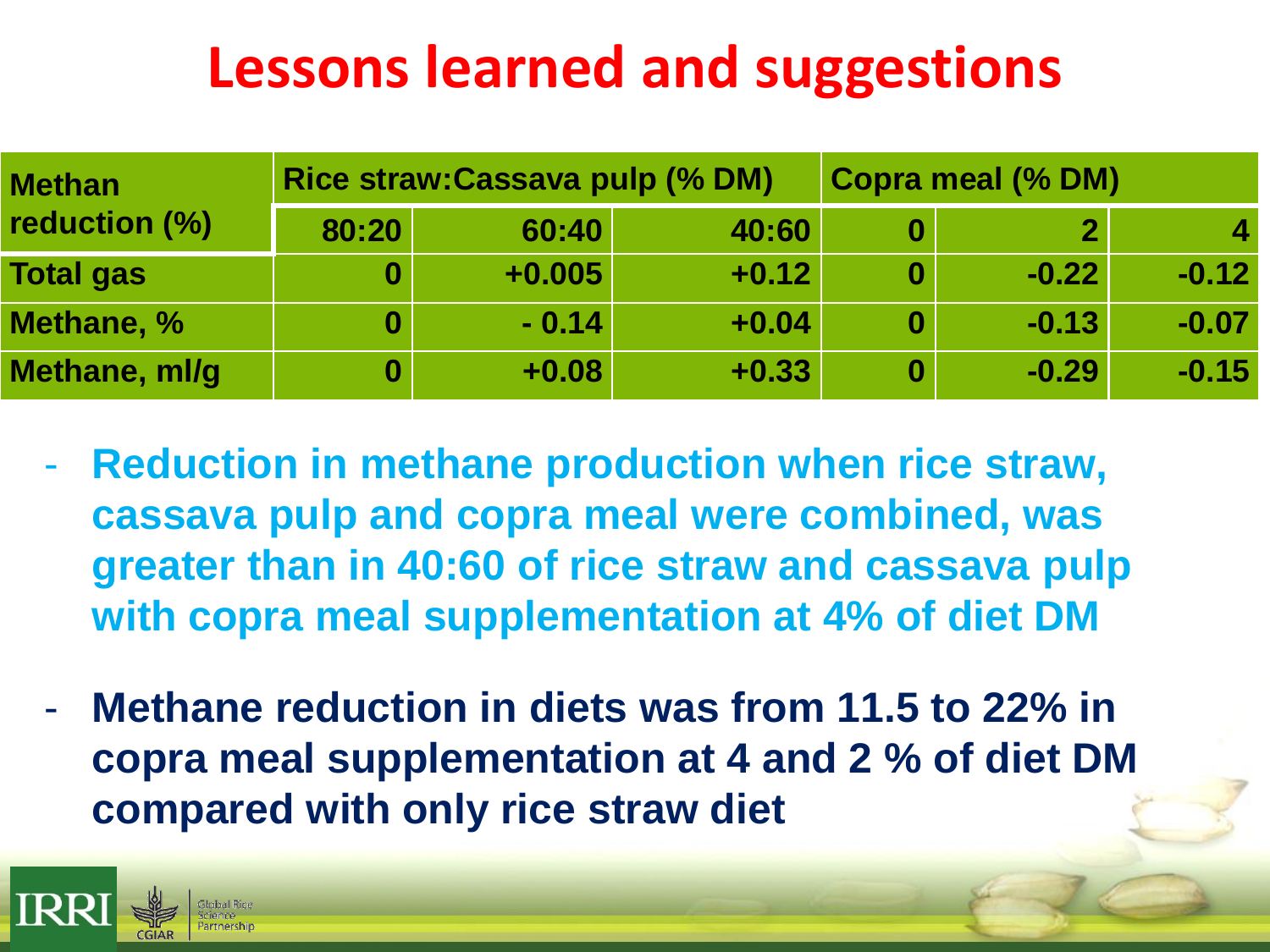# Lessons learned and suggestions

| Methan reduction (%) | Rice straw:Cassava pulp (% DM) | | | Copra meal (% DM) | | |
|---|---|---|---|---|---|---|
| | 80:20 | 60:40 | 40:60 | 0 | 2 | 4 |
| Total gas | 0 | +0.005 | +0.12 | 0 | -0.22 | -0.12 |
| Methane, % | 0 | - 0.14 | +0.04 | 0 | -0.13 | -0.07 |
| Methane, ml/g | 0 | +0.08 | +0.33 | 0 | -0.29 | -0.15 |

- **Reduction in methane production when rice straw, cassava pulp and copra meal were combined, was greater than in 40:60 of rice straw and cassava pulp with copra meal supplementation at 4% of diet DM**
- **Methane reduction in diets was from 11.5 to 22% in copra meal supplementation at 4 and 2 % of diet DM compared with only rice straw diet**